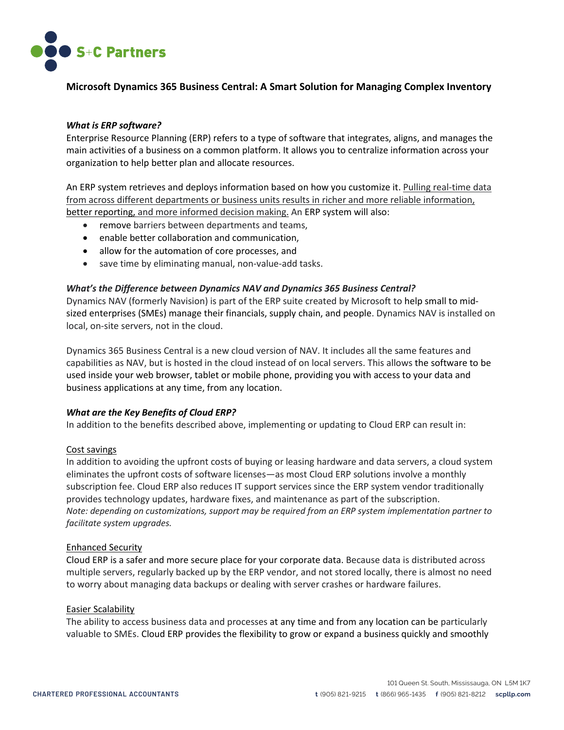# Microsoft Dynamics 365 Business Central: A Smart Solution for Managing Complex Inventory

***What is ERP software?***

Enterprise Resource Planning (ERP) refers to a type of software that integrates, aligns, and manages the main activities of a business on a common platform. It allows you to centralize information across your organization to help better plan and allocate resources.

An ERP system retrieves and deploys information based on how you customize it. Pulling real-time data from across different departments or business units results in richer and more reliable information, better reporting, and more informed decision making. An ERP system will also:

- remove barriers between departments and teams,
- enable better collaboration and communication,
- allow for the automation of core processes, and
- save time by eliminating manual, non-value-add tasks.

***What's the Difference between Dynamics NAV and Dynamics 365 Business Central?***

Dynamics NAV (formerly Navision) is part of the ERP suite created by Microsoft to help small to mid-sized enterprises (SMEs) manage their financials, supply chain, and people. Dynamics NAV is installed on local, on-site servers, not in the cloud.

Dynamics 365 Business Central is a new cloud version of NAV. It includes all the same features and capabilities as NAV, but is hosted in the cloud instead of on local servers. This allows the software to be used inside your web browser, tablet or mobile phone, providing you with access to your data and business applications at any time, from any location.

***What are the Key Benefits of Cloud ERP?***

In addition to the benefits described above, implementing or updating to Cloud ERP can result in:

Cost savings

In addition to avoiding the upfront costs of buying or leasing hardware and data servers, a cloud system eliminates the upfront costs of software licenses—as most Cloud ERP solutions involve a monthly subscription fee. Cloud ERP also reduces IT support services since the ERP system vendor traditionally provides technology updates, hardware fixes, and maintenance as part of the subscription.
*Note: depending on customizations, support may be required from an ERP system implementation partner to facilitate system upgrades.*

Enhanced Security

Cloud ERP is a safer and more secure place for your corporate data. Because data is distributed across multiple servers, regularly backed up by the ERP vendor, and not stored locally, there is almost no need to worry about managing data backups or dealing with server crashes or hardware failures.

Easier Scalability

The ability to access business data and processes at any time and from any location can be particularly valuable to SMEs. Cloud ERP provides the flexibility to grow or expand a business quickly and smoothly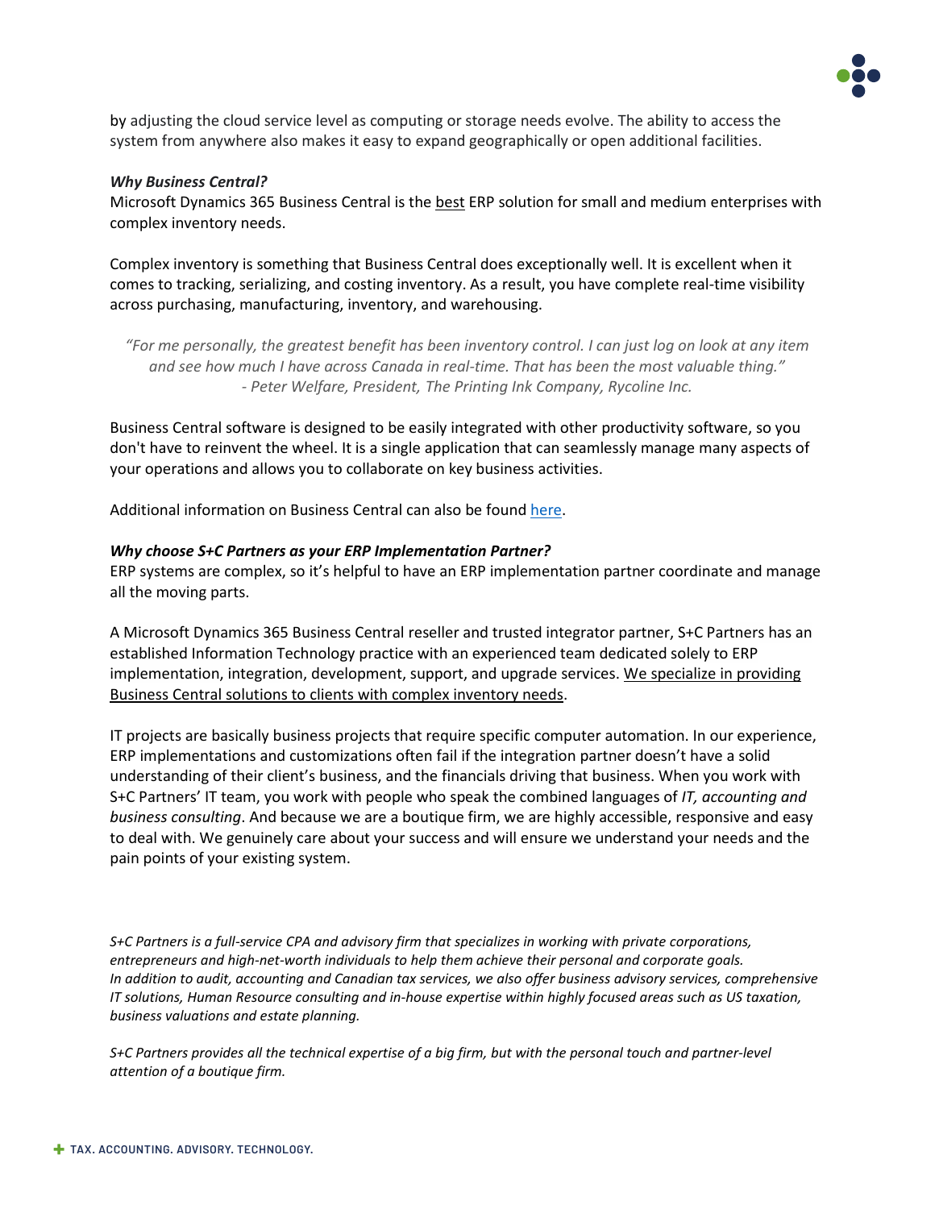by adjusting the cloud service level as computing or storage needs evolve. The ability to access the system from anywhere also makes it easy to expand geographically or open additional facilities.

***Why Business Central?***

Microsoft Dynamics 365 Business Central is the best ERP solution for small and medium enterprises with complex inventory needs.

Complex inventory is something that Business Central does exceptionally well. It is excellent when it comes to tracking, serializing, and costing inventory. As a result, you have complete real-time visibility across purchasing, manufacturing, inventory, and warehousing.

> *"For me personally, the greatest benefit has been inventory control. I can just log on look at any item and see how much I have across Canada in real-time. That has been the most valuable thing."*
> *- Peter Welfare, President, The Printing Ink Company, Rycoline Inc.*

Business Central software is designed to be easily integrated with other productivity software, so you don't have to reinvent the wheel. It is a single application that can seamlessly manage many aspects of your operations and allows you to collaborate on key business activities.

Additional information on Business Central can also be found here.

***Why choose S+C Partners as your ERP Implementation Partner?***

ERP systems are complex, so it's helpful to have an ERP implementation partner coordinate and manage all the moving parts.

A Microsoft Dynamics 365 Business Central reseller and trusted integrator partner, S+C Partners has an established Information Technology practice with an experienced team dedicated solely to ERP implementation, integration, development, support, and upgrade services. We specialize in providing Business Central solutions to clients with complex inventory needs.

IT projects are basically business projects that require specific computer automation. In our experience, ERP implementations and customizations often fail if the integration partner doesn't have a solid understanding of their client's business, and the financials driving that business. When you work with S+C Partners' IT team, you work with people who speak the combined languages of *IT, accounting and business consulting*. And because we are a boutique firm, we are highly accessible, responsive and easy to deal with. We genuinely care about your success and will ensure we understand your needs and the pain points of your existing system.

*S+C Partners is a full-service CPA and advisory firm that specializes in working with private corporations, entrepreneurs and high-net-worth individuals to help them achieve their personal and corporate goals. In addition to audit, accounting and Canadian tax services, we also offer business advisory services, comprehensive IT solutions, Human Resource consulting and in-house expertise within highly focused areas such as US taxation, business valuations and estate planning.*

*S+C Partners provides all the technical expertise of a big firm, but with the personal touch and partner-level attention of a boutique firm.*